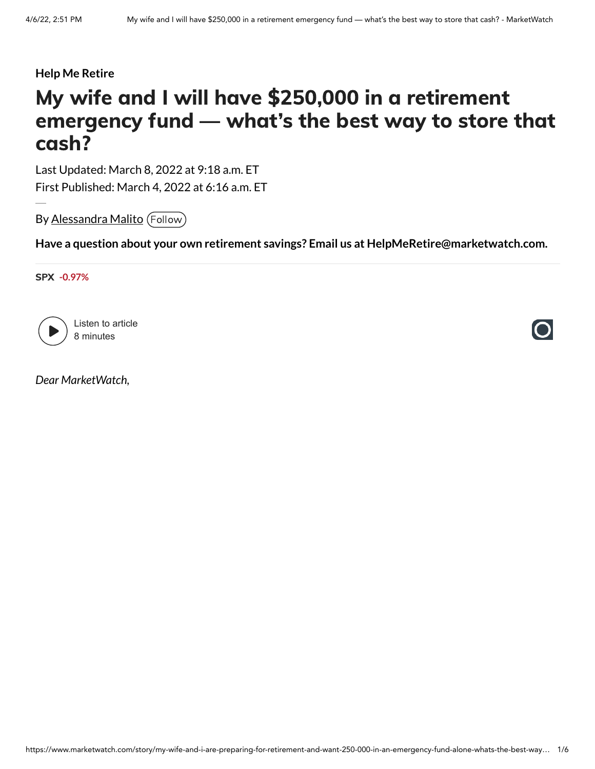**Help Me Retire**

# My wife and I will have $250,000 in a retirement emergency fund — what's the best way to store that cash?

Last Updated: March 8, 2022 at 9:18 a.m. ET

First Published: March 4, 2022 at 6:16 a.m. ET

By Alessandra Malito

**Have a question about your own retirement savings? Email us at HelpMeRetire@marketwatch.com.**

SPX -0.97%

Listen to article
8 minutes

*Dear MarketWatch,*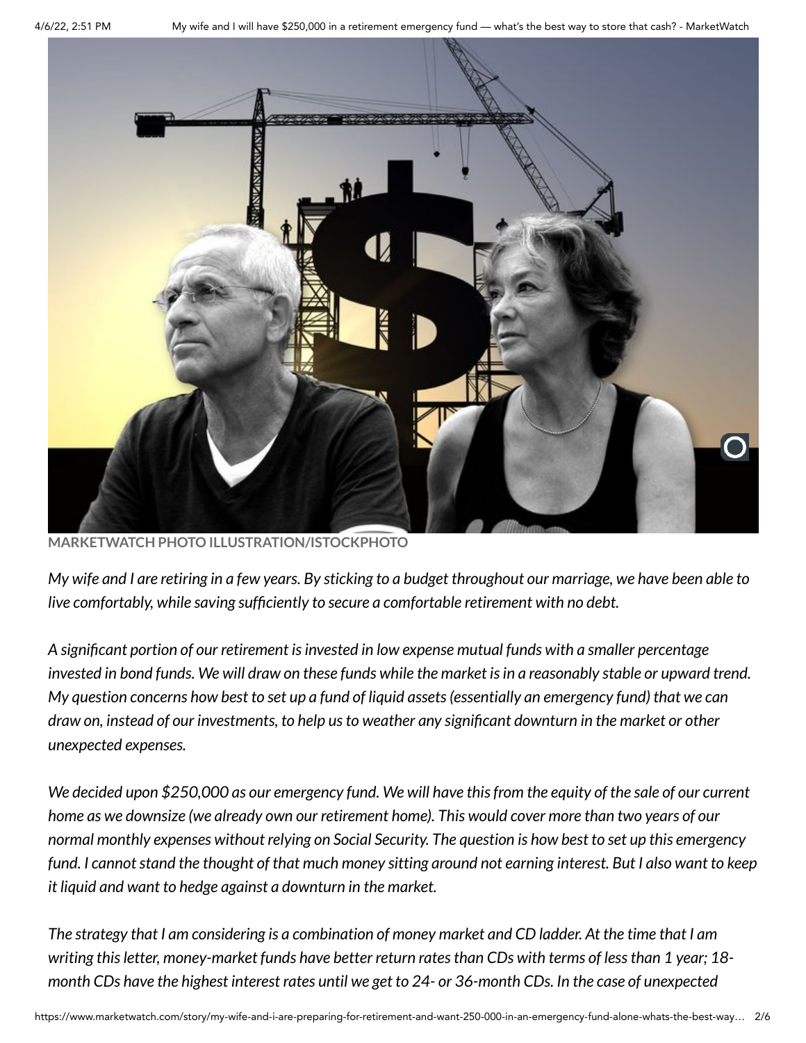MARKETWATCH PHOTO ILLUSTRATION/ISTOCKPHOTO

*My wife and I are retiring in a few years. By sticking to a budget throughout our marriage, we have been able to live comfortably, while saving sufficiently to secure a comfortable retirement with no debt.*

*A significant portion of our retirement is invested in low expense mutual funds with a smaller percentage invested in bond funds. We will draw on these funds while the market is in a reasonably stable or upward trend. My question concerns how best to set up a fund of liquid assets (essentially an emergency fund) that we can draw on, instead of our investments, to help us to weather any significant downturn in the market or other unexpected expenses.*

*We decided upon $250,000 as our emergency fund. We will have this from the equity of the sale of our current home as we downsize (we already own our retirement home). This would cover more than two years of our normal monthly expenses without relying on Social Security. The question is how best to set up this emergency fund. I cannot stand the thought of that much money sitting around not earning interest. But I also want to keep it liquid and want to hedge against a downturn in the market.*

*The strategy that I am considering is a combination of money market and CD ladder. At the time that I am writing this letter, money-market funds have better return rates than CDs with terms of less than 1 year; 18-month CDs have the highest interest rates until we get to 24- or 36-month CDs. In the case of unexpected*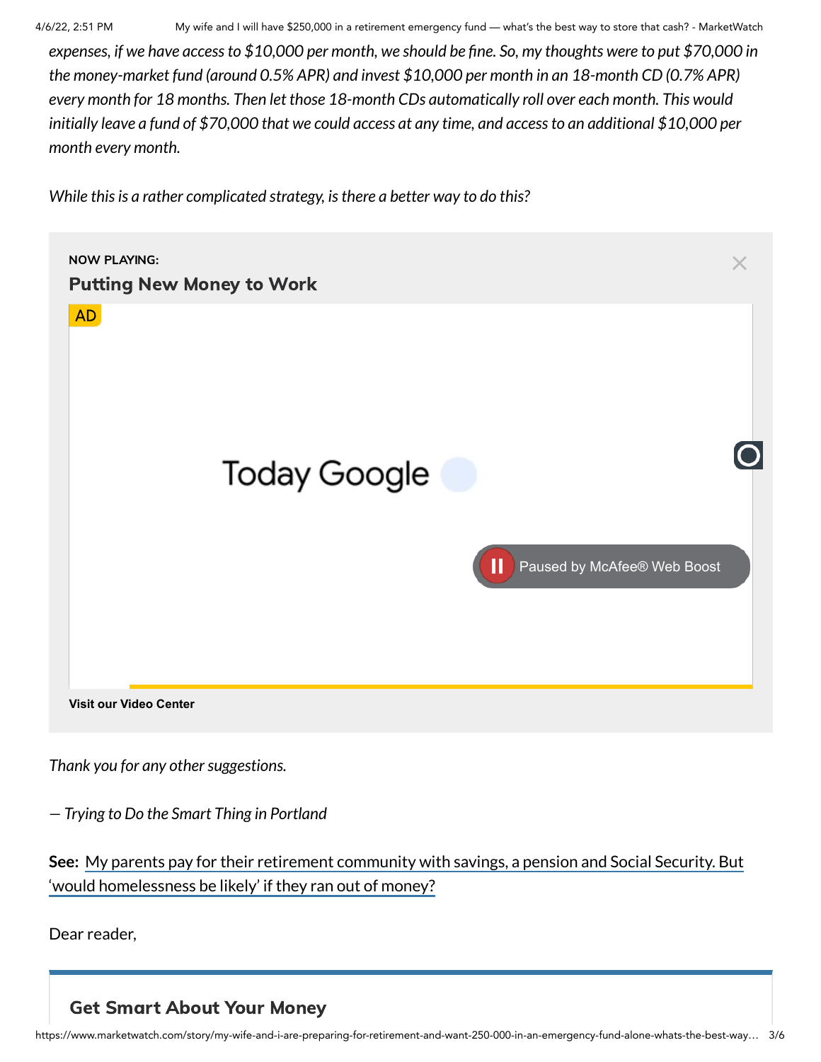*expenses, if we have access to $10,000 per month, we should be fine. So, my thoughts were to put $70,000 in the money-market fund (around 0.5% APR) and invest $10,000 per month in an 18-month CD (0.7% APR) every month for 18 months. Then let those 18-month CDs automatically roll over each month. This would initially leave a fund of $70,000 that we could access at any time, and access to an additional $10,000 per month every month.*

*While this is a rather complicated strategy, is there a better way to do this?*

*Thank you for any other suggestions.*

*— Trying to Do the Smart Thing in Portland*

**See:** My parents pay for their retirement community with savings, a pension and Social Security. But 'would homelessness be likely' if they ran out of money?

Dear reader,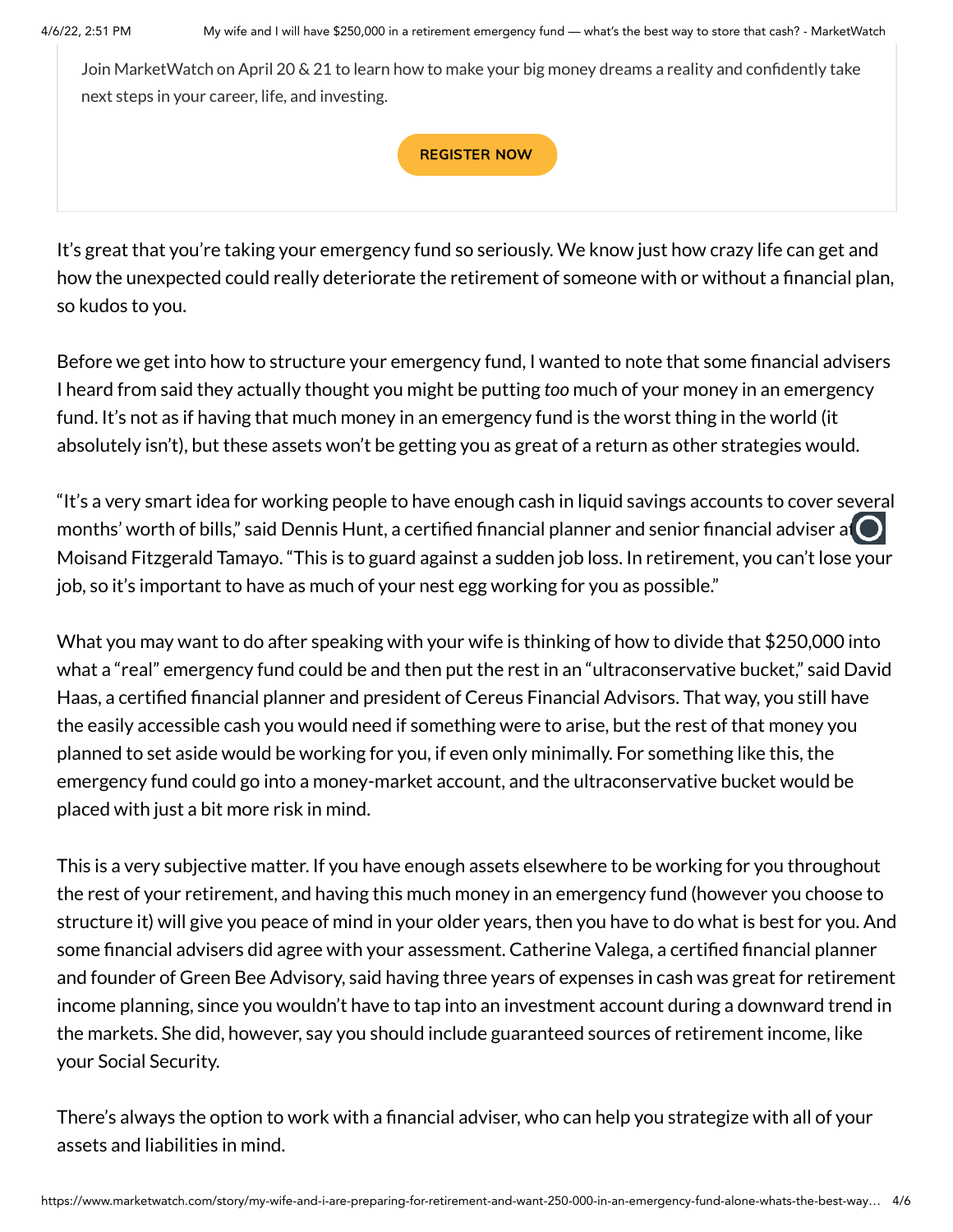Join MarketWatch on April 20 & 21 to learn how to make your big money dreams a reality and confidently take next steps in your career, life, and investing.

REGISTER NOW

It's great that you're taking your emergency fund so seriously. We know just how crazy life can get and how the unexpected could really deteriorate the retirement of someone with or without a financial plan, so kudos to you.

Before we get into how to structure your emergency fund, I wanted to note that some financial advisers I heard from said they actually thought you might be putting *too* much of your money in an emergency fund. It's not as if having that much money in an emergency fund is the worst thing in the world (it absolutely isn't), but these assets won't be getting you as great of a return as other strategies would.

"It's a very smart idea for working people to have enough cash in liquid savings accounts to cover several months' worth of bills," said Dennis Hunt, a certified financial planner and senior financial adviser at Moisand Fitzgerald Tamayo. "This is to guard against a sudden job loss. In retirement, you can't lose your job, so it's important to have as much of your nest egg working for you as possible."

What you may want to do after speaking with your wife is thinking of how to divide that $250,000 into what a "real" emergency fund could be and then put the rest in an "ultraconservative bucket," said David Haas, a certified financial planner and president of Cereus Financial Advisors. That way, you still have the easily accessible cash you would need if something were to arise, but the rest of that money you planned to set aside would be working for you, if even only minimally. For something like this, the emergency fund could go into a money-market account, and the ultraconservative bucket would be placed with just a bit more risk in mind.

This is a very subjective matter. If you have enough assets elsewhere to be working for you throughout the rest of your retirement, and having this much money in an emergency fund (however you choose to structure it) will give you peace of mind in your older years, then you have to do what is best for you. And some financial advisers did agree with your assessment. Catherine Valega, a certified financial planner and founder of Green Bee Advisory, said having three years of expenses in cash was great for retirement income planning, since you wouldn't have to tap into an investment account during a downward trend in the markets. She did, however, say you should include guaranteed sources of retirement income, like your Social Security.

There's always the option to work with a financial adviser, who can help you strategize with all of your assets and liabilities in mind.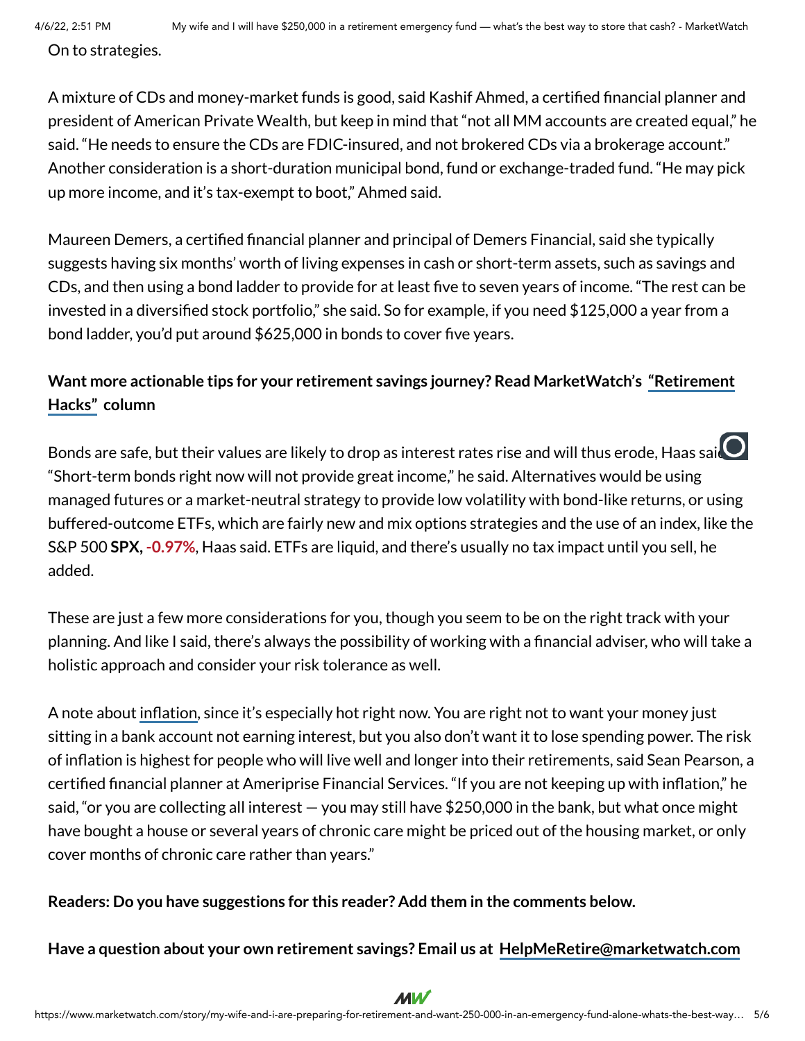On to strategies.

A mixture of CDs and money-market funds is good, said Kashif Ahmed, a certified financial planner and president of American Private Wealth, but keep in mind that "not all MM accounts are created equal," he said. "He needs to ensure the CDs are FDIC-insured, and not brokered CDs via a brokerage account." Another consideration is a short-duration municipal bond, fund or exchange-traded fund. "He may pick up more income, and it's tax-exempt to boot," Ahmed said.

Maureen Demers, a certified financial planner and principal of Demers Financial, said she typically suggests having six months' worth of living expenses in cash or short-term assets, such as savings and CDs, and then using a bond ladder to provide for at least five to seven years of income. "The rest can be invested in a diversified stock portfolio," she said. So for example, if you need $125,000 a year from a bond ladder, you'd put around $625,000 in bonds to cover five years.

**Want more actionable tips for your retirement savings journey? Read MarketWatch's "Retirement Hacks" column**

Bonds are safe, but their values are likely to drop as interest rates rise and will thus erode, Haas said. "Short-term bonds right now will not provide great income," he said. Alternatives would be using managed futures or a market-neutral strategy to provide low volatility with bond-like returns, or using buffered-outcome ETFs, which are fairly new and mix options strategies and the use of an index, like the S&P 500 **SPX, -0.97%**, Haas said. ETFs are liquid, and there's usually no tax impact until you sell, he added.

These are just a few more considerations for you, though you seem to be on the right track with your planning. And like I said, there's always the possibility of working with a financial adviser, who will take a holistic approach and consider your risk tolerance as well.

A note about inflation, since it's especially hot right now. You are right not to want your money just sitting in a bank account not earning interest, but you also don't want it to lose spending power. The risk of inflation is highest for people who will live well and longer into their retirements, said Sean Pearson, a certified financial planner at Ameriprise Financial Services. "If you are not keeping up with inflation," he said, "or you are collecting all interest — you may still have $250,000 in the bank, but what once might have bought a house or several years of chronic care might be priced out of the housing market, or only cover months of chronic care rather than years."

**Readers: Do you have suggestions for this reader? Add them in the comments below.**

**Have a question about your own retirement savings? Email us at HelpMeRetire@marketwatch.com**